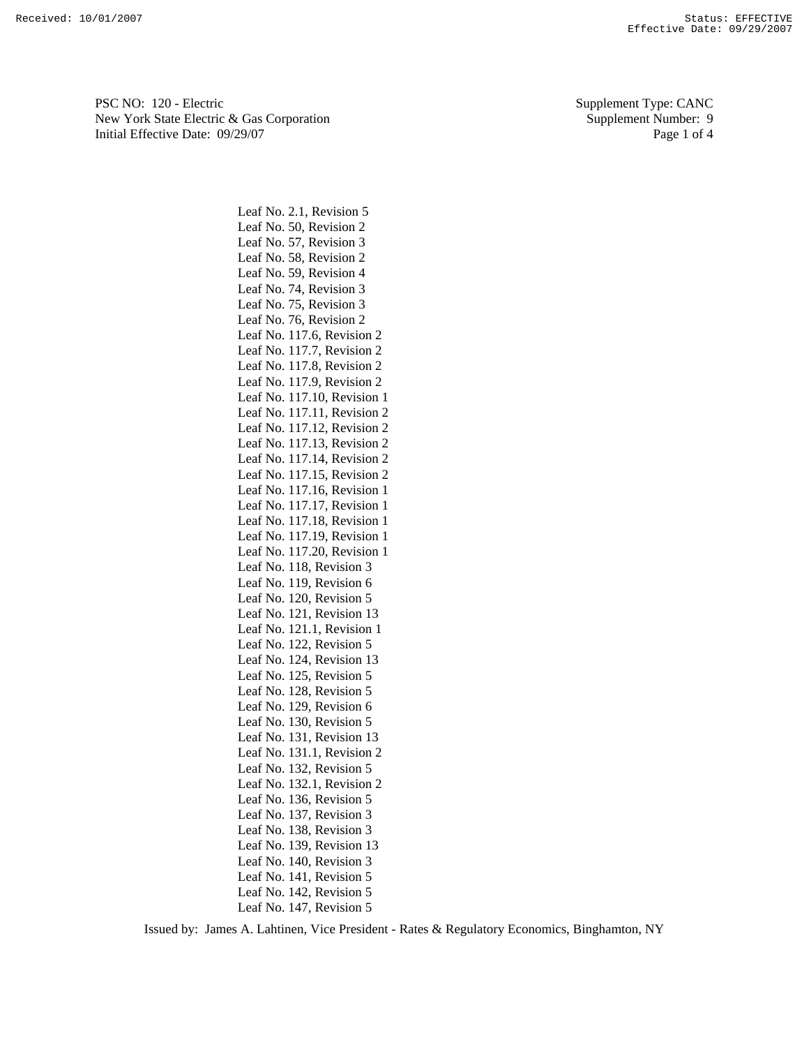PSC NO: 120 - Electric
New York State Electric & Gas Corporation
Initial Effective Date: 09/29/07

Supplement Type: CANC
Supplement Number: 9

Leaf No. 2.1, Revision 5
Leaf No. 50, Revision 2
Leaf No. 57, Revision 3
Leaf No. 58, Revision 2
Leaf No. 59, Revision 4
Leaf No. 74, Revision 3
Leaf No. 75, Revision 3
Leaf No. 76, Revision 2
Leaf No. 117.6, Revision 2
Leaf No. 117.7, Revision 2
Leaf No. 117.8, Revision 2
Leaf No. 117.9, Revision 2
Leaf No. 117.10, Revision 1
Leaf No. 117.11, Revision 2
Leaf No. 117.12, Revision 2
Leaf No. 117.13, Revision 2
Leaf No. 117.14, Revision 2
Leaf No. 117.15, Revision 2
Leaf No. 117.16, Revision 1
Leaf No. 117.17, Revision 1
Leaf No. 117.18, Revision 1
Leaf No. 117.19, Revision 1
Leaf No. 117.20, Revision 1
Leaf No. 118, Revision 3
Leaf No. 119, Revision 6
Leaf No. 120, Revision 5
Leaf No. 121, Revision 13
Leaf No. 121.1, Revision 1
Leaf No. 122, Revision 5
Leaf No. 124, Revision 13
Leaf No. 125, Revision 5
Leaf No. 128, Revision 5
Leaf No. 129, Revision 6
Leaf No. 130, Revision 5
Leaf No. 131, Revision 13
Leaf No. 131.1, Revision 2
Leaf No. 132, Revision 5
Leaf No. 132.1, Revision 2
Leaf No. 136, Revision 5
Leaf No. 137, Revision 3
Leaf No. 138, Revision 3
Leaf No. 139, Revision 13
Leaf No. 140, Revision 3
Leaf No. 141, Revision 5
Leaf No. 142, Revision 5
Leaf No. 147, Revision 5

Issued by: James A. Lahtinen, Vice President - Rates & Regulatory Economics, Binghamton, NY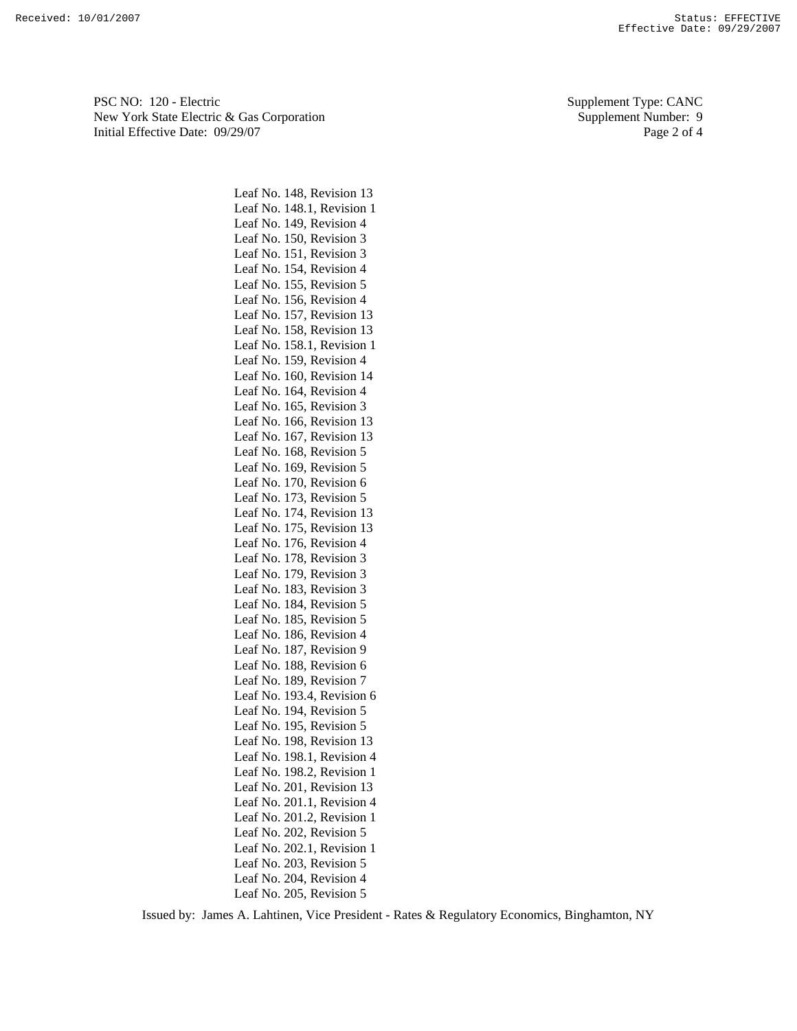PSC NO: 120 - Electric
New York State Electric & Gas Corporation
Initial Effective Date: 09/29/07

Supplement Type: CANC
Supplement Number: 9

Leaf No. 148, Revision 13
Leaf No. 148.1, Revision 1
Leaf No. 149, Revision 4
Leaf No. 150, Revision 3
Leaf No. 151, Revision 3
Leaf No. 154, Revision 4
Leaf No. 155, Revision 5
Leaf No. 156, Revision 4
Leaf No. 157, Revision 13
Leaf No. 158, Revision 13
Leaf No. 158.1, Revision 1
Leaf No. 159, Revision 4
Leaf No. 160, Revision 14
Leaf No. 164, Revision 4
Leaf No. 165, Revision 3
Leaf No. 166, Revision 13
Leaf No. 167, Revision 13
Leaf No. 168, Revision 5
Leaf No. 169, Revision 5
Leaf No. 170, Revision 6
Leaf No. 173, Revision 5
Leaf No. 174, Revision 13
Leaf No. 175, Revision 13
Leaf No. 176, Revision 4
Leaf No. 178, Revision 3
Leaf No. 179, Revision 3
Leaf No. 183, Revision 3
Leaf No. 184, Revision 5
Leaf No. 185, Revision 5
Leaf No. 186, Revision 4
Leaf No. 187, Revision 9
Leaf No. 188, Revision 6
Leaf No. 189, Revision 7
Leaf No. 193.4, Revision 6
Leaf No. 194, Revision 5
Leaf No. 195, Revision 5
Leaf No. 198, Revision 13
Leaf No. 198.1, Revision 4
Leaf No. 198.2, Revision 1
Leaf No. 201, Revision 13
Leaf No. 201.1, Revision 4
Leaf No. 201.2, Revision 1
Leaf No. 202, Revision 5
Leaf No. 202.1, Revision 1
Leaf No. 203, Revision 5
Leaf No. 204, Revision 4
Leaf No. 205, Revision 5

Issued by: James A. Lahtinen, Vice President - Rates & Regulatory Economics, Binghamton, NY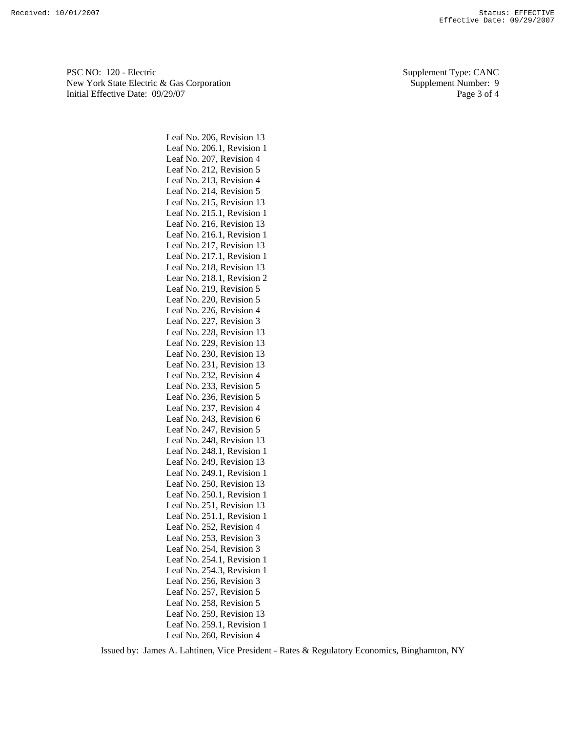Leaf No. 206, Revision 13
Leaf No. 206.1, Revision 1
Leaf No. 207, Revision 4
Leaf No. 212, Revision 5
Leaf No. 213, Revision 4
Leaf No. 214, Revision 5
Leaf No. 215, Revision 13
Leaf No. 215.1, Revision 1
Leaf No. 216, Revision 13
Leaf No. 216.1, Revision 1
Leaf No. 217, Revision 13
Leaf No. 217.1, Revision 1
Leaf No. 218, Revision 13
Lear No. 218.1, Revision 2
Leaf No. 219, Revision 5
Leaf No. 220, Revision 5
Leaf No. 226, Revision 4
Leaf No. 227, Revision 3
Leaf No. 228, Revision 13
Leaf No. 229, Revision 13
Leaf No. 230, Revision 13
Leaf No. 231, Revision 13
Leaf No. 232, Revision 4
Leaf No. 233, Revision 5
Leaf No. 236, Revision 5
Leaf No. 237, Revision 4
Leaf No. 243, Revision 6
Leaf No. 247, Revision 5
Leaf No. 248, Revision 13
Leaf No. 248.1, Revision 1
Leaf No. 249, Revision 13
Leaf No. 249.1, Revision 1
Leaf No. 250, Revision 13
Leaf No. 250.1, Revision 1
Leaf No. 251, Revision 13
Leaf No. 251.1, Revision 1
Leaf No. 252, Revision 4
Leaf No. 253, Revision 3
Leaf No. 254, Revision 3
Leaf No. 254.1, Revision 1
Leaf No. 254.3, Revision 1
Leaf No. 256, Revision 3
Leaf No. 257, Revision 5
Leaf No. 258, Revision 5
Leaf No. 259, Revision 13
Leaf No. 259.1, Revision 1
Leaf No. 260, Revision 4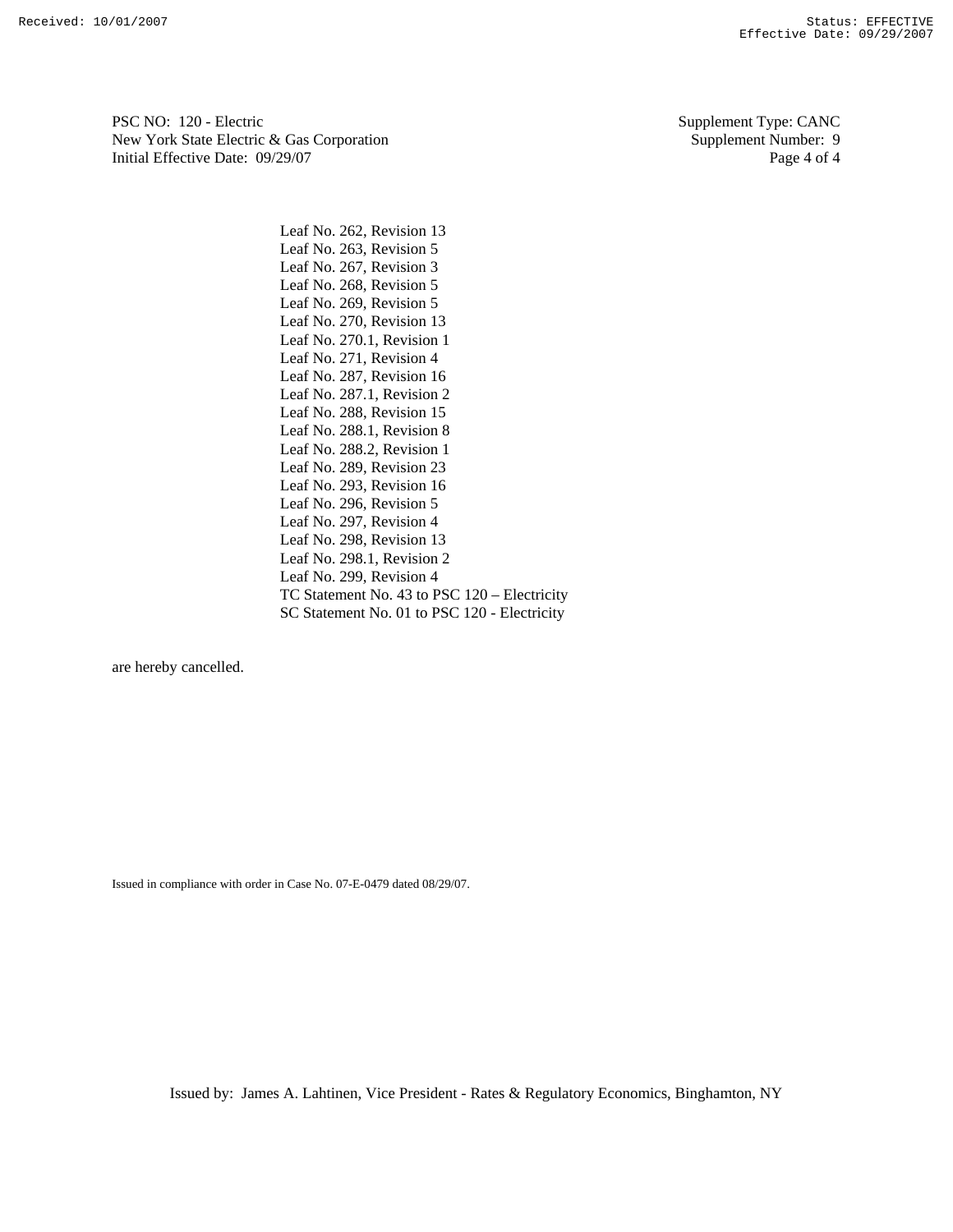Leaf No. 262, Revision 13
Leaf No. 263, Revision 5
Leaf No. 267, Revision 3
Leaf No. 268, Revision 5
Leaf No. 269, Revision 5
Leaf No. 270, Revision 13
Leaf No. 270.1, Revision 1
Leaf No. 271, Revision 4
Leaf No. 287, Revision 16
Leaf No. 287.1, Revision 2
Leaf No. 288, Revision 15
Leaf No. 288.1, Revision 8
Leaf No. 288.2, Revision 1
Leaf No. 289, Revision 23
Leaf No. 293, Revision 16
Leaf No. 296, Revision 5
Leaf No. 297, Revision 4
Leaf No. 298, Revision 13
Leaf No. 298.1, Revision 2
Leaf No. 299, Revision 4
TC Statement No. 43 to PSC 120 – Electricity
SC Statement No. 01 to PSC 120 - Electricity

are hereby cancelled.

Issued in compliance with order in Case No. 07-E-0479 dated 08/29/07.

Issued by: James A. Lahtinen, Vice President - Rates & Regulatory Economics, Binghamton, NY